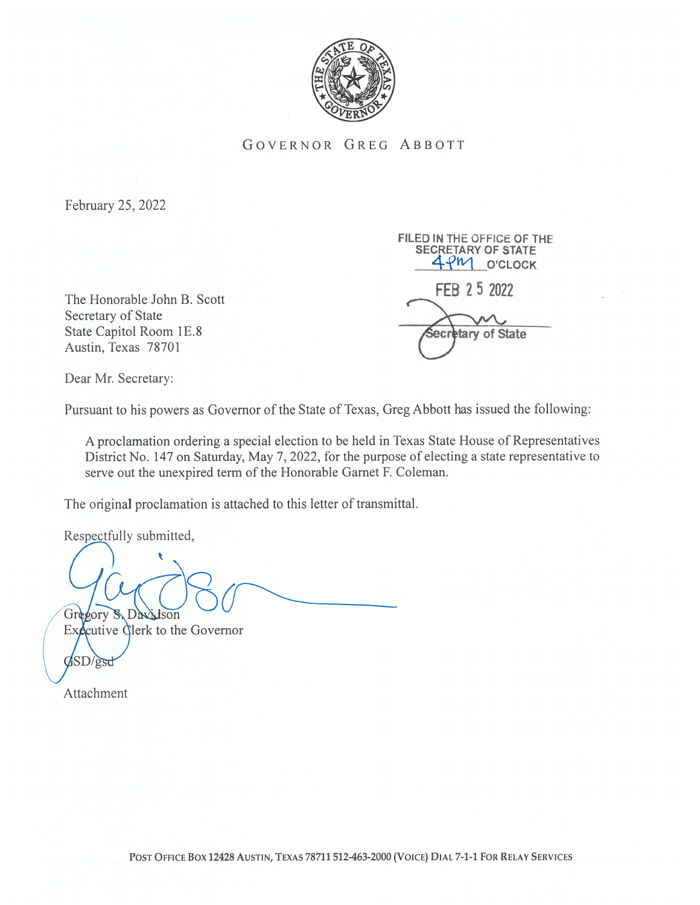GOVERNOR GREG ABBOTT

February 25, 2022

FILED IN THE OFFICE OF THE SECRETARY OF STATE
4pm O'CLOCK

FEB 25 2022

Secretary of State

The Honorable John B. Scott
Secretary of State
State Capitol Room 1E.8
Austin, Texas 78701

Dear Mr. Secretary:

Pursuant to his powers as Governor of the State of Texas, Greg Abbott has issued the following:

> A proclamation ordering a special election to be held in Texas State House of Representatives District No. 147 on Saturday, May 7, 2022, for the purpose of electing a state representative to serve out the unexpired term of the Honorable Garnet F. Coleman.

The original proclamation is attached to this letter of transmittal.

Respectfully submitted,

Gregory S. Davidson
Executive Clerk to the Governor

GSD/gsd

Attachment

POST OFFICE BOX 12428 AUSTIN, TEXAS 78711 512-463-2000 (VOICE) DIAL 7-1-1 FOR RELAY SERVICES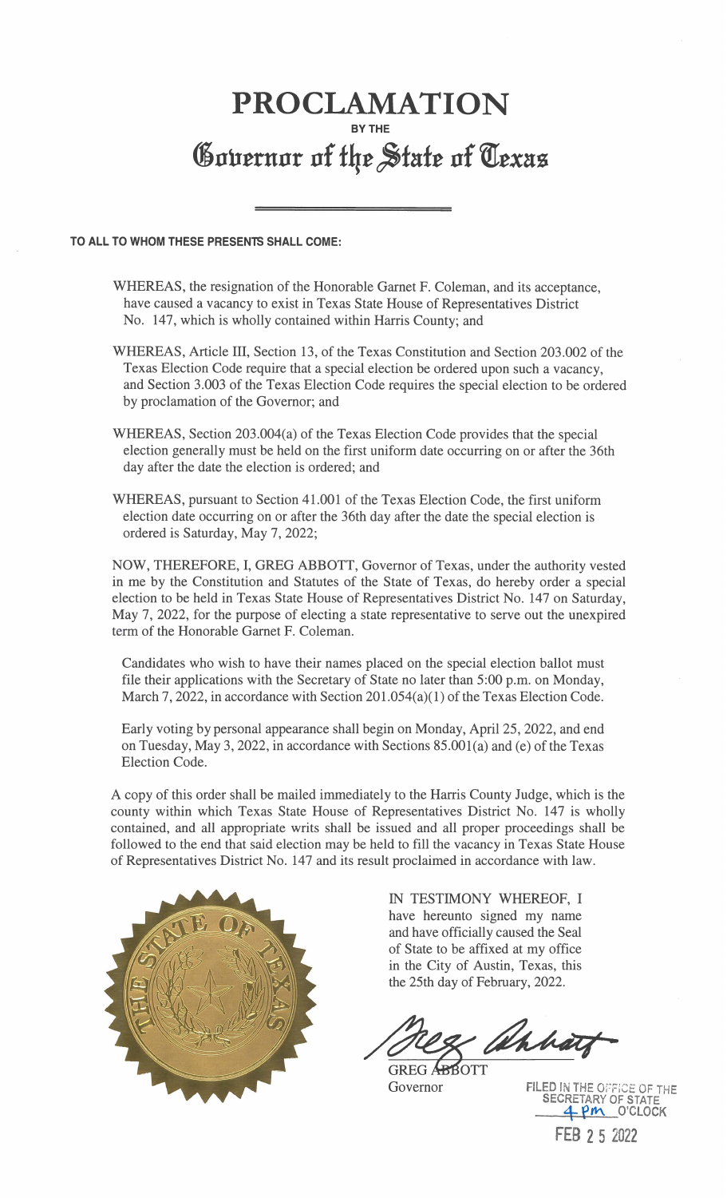# PROCLAMATION

**BY THE**

# Governor of the State of Texas

**TO ALL TO WHOM THESE PRESENTS SHALL COME:**

WHEREAS, the resignation of the Honorable Garnet F. Coleman, and its acceptance, have caused a vacancy to exist in Texas State House of Representatives District No. 147, which is wholly contained within Harris County; and

WHEREAS, Article III, Section 13, of the Texas Constitution and Section 203.002 of the Texas Election Code require that a special election be ordered upon such a vacancy, and Section 3.003 of the Texas Election Code requires the special election to be ordered by proclamation of the Governor; and

WHEREAS, Section 203.004(a) of the Texas Election Code provides that the special election generally must be held on the first uniform date occurring on or after the 36th day after the date the election is ordered; and

WHEREAS, pursuant to Section 41.001 of the Texas Election Code, the first uniform election date occurring on or after the 36th day after the date the special election is ordered is Saturday, May 7, 2022;

NOW, THEREFORE, I, GREG ABBOTT, Governor of Texas, under the authority vested in me by the Constitution and Statutes of the State of Texas, do hereby order a special election to be held in Texas State House of Representatives District No. 147 on Saturday, May 7, 2022, for the purpose of electing a state representative to serve out the unexpired term of the Honorable Garnet F. Coleman.

Candidates who wish to have their names placed on the special election ballot must file their applications with the Secretary of State no later than 5:00 p.m. on Monday, March 7, 2022, in accordance with Section 201.054(a)(1) of the Texas Election Code.

Early voting by personal appearance shall begin on Monday, April 25, 2022, and end on Tuesday, May 3, 2022, in accordance with Sections 85.001(a) and (e) of the Texas Election Code.

A copy of this order shall be mailed immediately to the Harris County Judge, which is the county within which Texas State House of Representatives District No. 147 is wholly contained, and all appropriate writs shall be issued and all proper proceedings shall be followed to the end that said election may be held to fill the vacancy in Texas State House of Representatives District No. 147 and its result proclaimed in accordance with law.

IN TESTIMONY WHEREOF, I have hereunto signed my name and have officially caused the Seal of State to be affixed at my office in the City of Austin, Texas, this the 25th day of February, 2022.

GREG ABBOTT
Governor

FILED IN THE OFFICE OF THE SECRETARY OF STATE
4 pm O'CLOCK
FEB 25 2022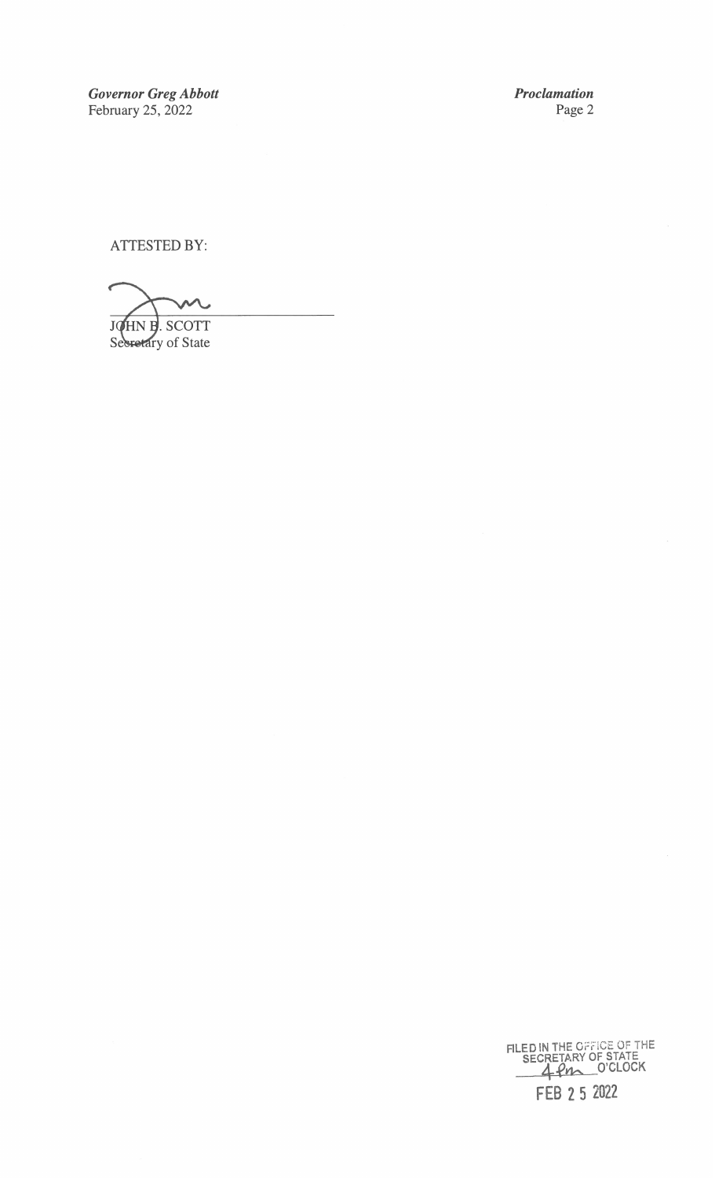ATTESTED BY:

JOHN B. SCOTT
Secretary of State

FILED IN THE OFFICE OF THE SECRETARY OF STATE
4 pm O'CLOCK

FEB 25 2022